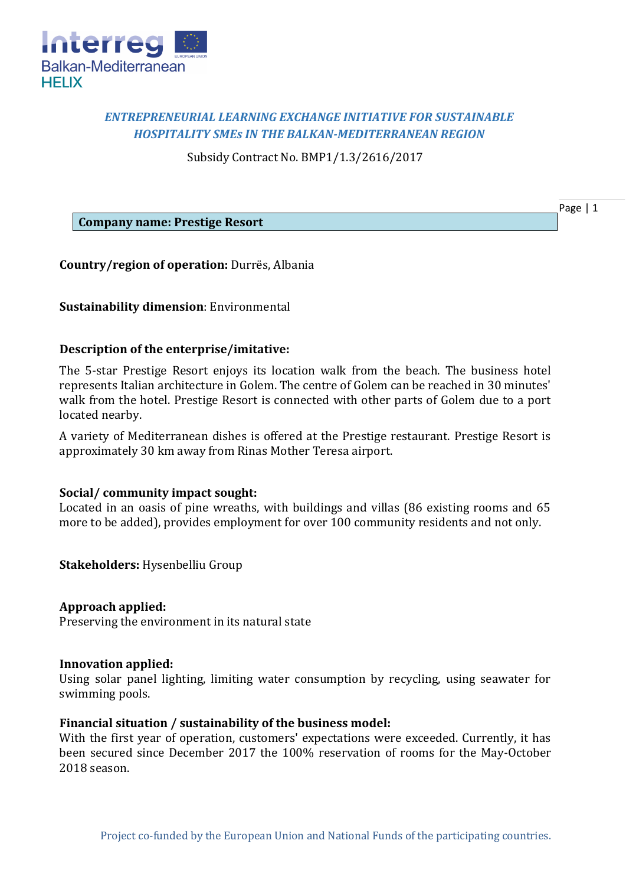*ENTREPRENEURIAL LEARNING EXCHANGE INITIATIVE FOR SUSTAINABLE HOSPITALITY SMEs IN THE BALKAN-MEDITERRANEAN REGION*

Subsidy Contract No. BMP1/1.3/2616/2017

**Company name: Prestige Resort**

**Country/region of operation:** Durrës, Albania

**Sustainability dimension**: Environmental

**Description of the enterprise/imitative:**

The 5-star Prestige Resort enjoys its location walk from the beach. The business hotel represents Italian architecture in Golem. The centre of Golem can be reached in 30 minutes' walk from the hotel. Prestige Resort is connected with other parts of Golem due to a port located nearby.

A variety of Mediterranean dishes is offered at the Prestige restaurant. Prestige Resort is approximately 30 km away from Rinas Mother Teresa airport.

**Social/ community impact sought:**
Located in an oasis of pine wreaths, with buildings and villas (86 existing rooms and 65 more to be added), provides employment for over 100 community residents and not only.

**Stakeholders:** Hysenbelliu Group

**Approach applied:**
Preserving the environment in its natural state

**Innovation applied:**
Using solar panel lighting, limiting water consumption by recycling, using seawater for swimming pools.

**Financial situation / sustainability of the business model:**
With the first year of operation, customers' expectations were exceeded. Currently, it has been secured since December 2017 the 100% reservation of rooms for the May-October 2018 season.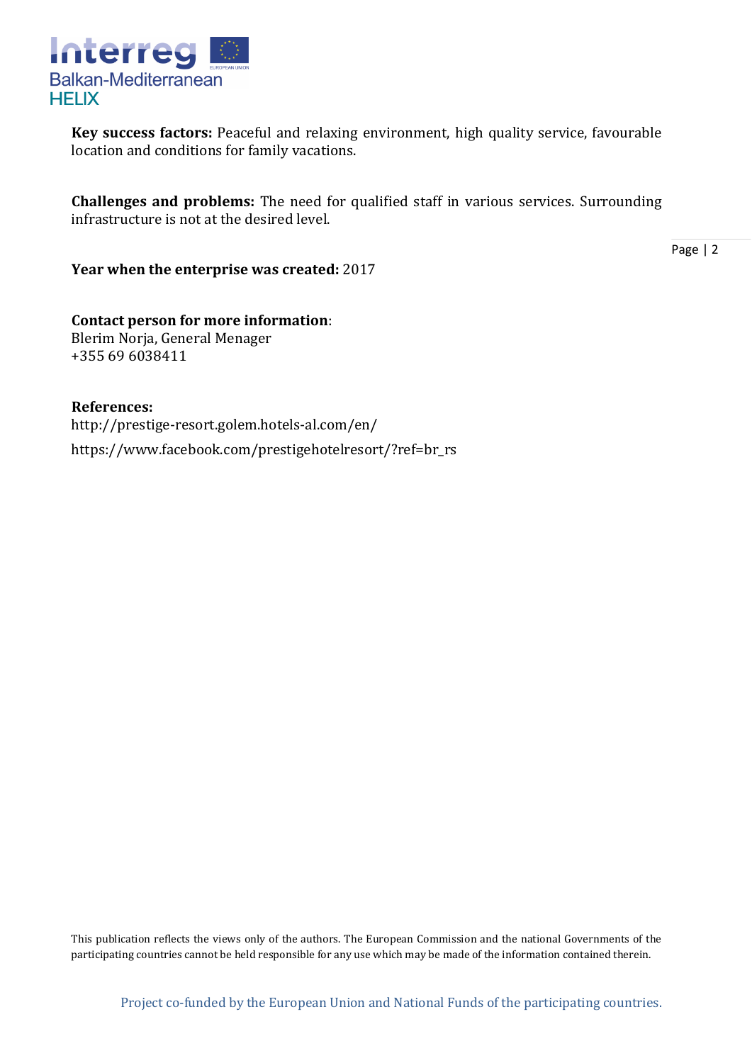**Key success factors:** Peaceful and relaxing environment, high quality service, favourable location and conditions for family vacations.

**Challenges and problems:** The need for qualified staff in various services. Surrounding infrastructure is not at the desired level.

**Year when the enterprise was created:** 2017

**Contact person for more information**:
Blerim Norja, General Menager
+355 69 6038411

**References:**
http://prestige-resort.golem.hotels-al.com/en/
https://www.facebook.com/prestigehotelresort/?ref=br_rs

This publication reflects the views only of the authors. The European Commission and the national Governments of the participating countries cannot be held responsible for any use which may be made of the information contained therein.

Project co-funded by the European Union and National Funds of the participating countries.